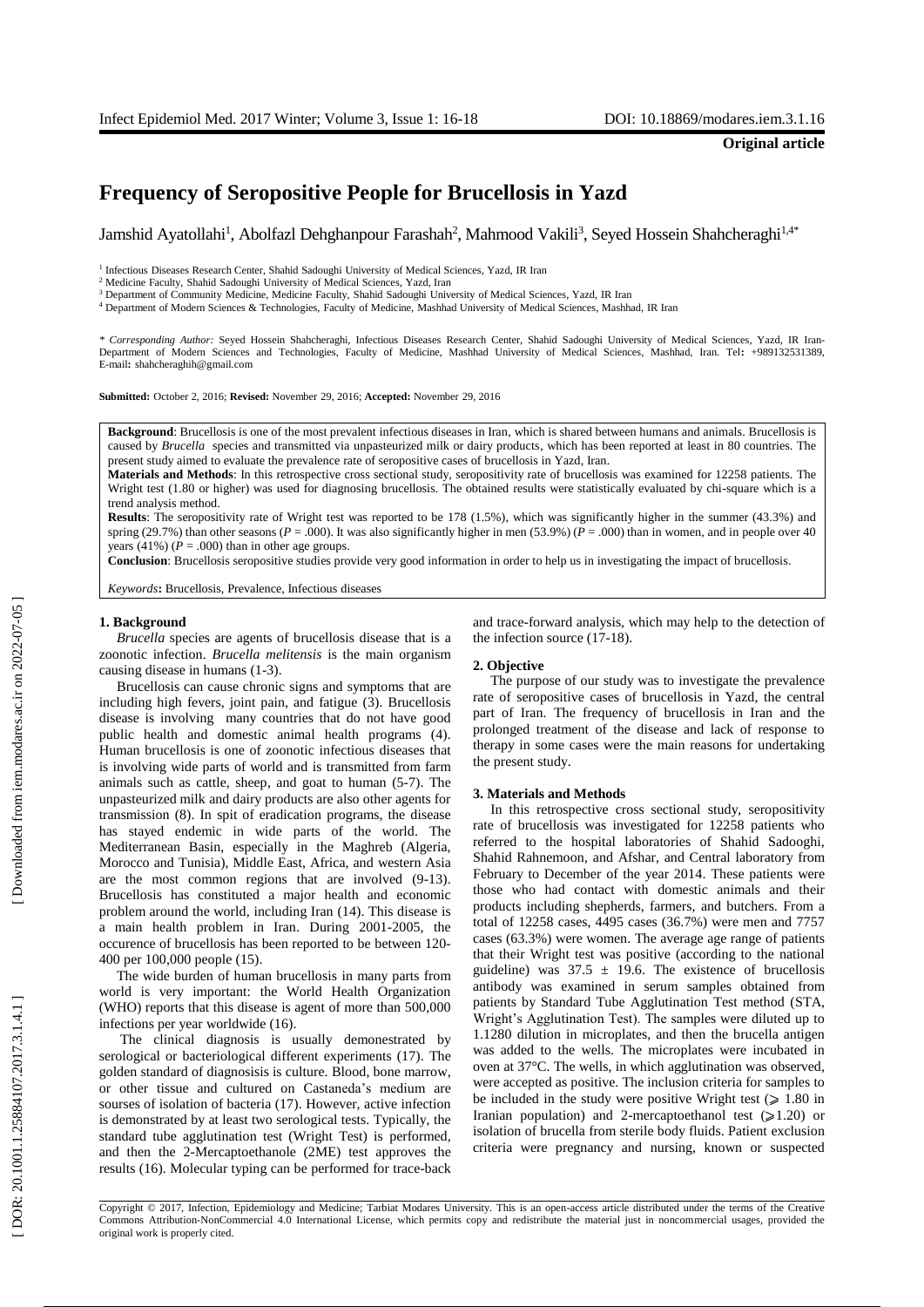**Original article**

# Frequency of Seropositive People for Brucellosis in Yazd

Jamshid Ayatollahi[1], Abolfazl Dehghanpour Farashah[2], Mahmood Vakili[3], Seyed Hossein Shahcheraghi[1,4*]

[1] Infectious Diseases Research Center, Shahid Sadoughi University of Medical Sciences, Yazd, IR Iran
[2] Medicine Faculty, Shahid Sadoughi University of Medical Sciences, Yazd, Iran
[3] Department of Community Medicine, Medicine Faculty, Shahid Sadoughi University of Medical Sciences, Yazd, IR Iran
[4] Department of Modern Sciences & Technologies, Faculty of Medicine, Mashhad University of Medical Sciences, Mashhad, IR Iran

*\* Corresponding Author:* Seyed Hossein Shahcheraghi, Infectious Diseases Research Center, Shahid Sadoughi University of Medical Sciences, Yazd, IR Iran- Department of Modern Sciences and Technologies, Faculty of Medicine, Mashhad University of Medical Sciences, Mashhad, Iran. Tel: +989132531389, E-mail: shahcheraghih@gmail.com

**Submitted:** October 2, 2016; **Revised:** November 29, 2016; **Accepted:** November 29, 2016

**Background**: Brucellosis is one of the most prevalent infectious diseases in Iran, which is shared between humans and animals. Brucellosis is caused by *Brucella* species and transmitted via unpasteurized milk or dairy products, which has been reported at least in 80 countries. The present study aimed to evaluate the prevalence rate of seropositive cases of brucellosis in Yazd, Iran.

**Materials and Methods**: In this retrospective cross sectional study, seropositivity rate of brucellosis was examined for 12258 patients. The Wright test (1.80 or higher) was used for diagnosing brucellosis. The obtained results were statistically evaluated by chi-square which is a trend analysis method.

**Results**: The seropositivity rate of Wright test was reported to be 178 (1.5%), which was significantly higher in the summer (43.3%) and spring (29.7%) than other seasons ($P = .000$). It was also significantly higher in men (53.9%) ($P = .000$) than in women, and in people over 40 years (41%) ($P = .000$) than in other age groups.

**Conclusion**: Brucellosis seropositive studies provide very good information in order to help us in investigating the impact of brucellosis.

*Keywords*: Brucellosis, Prevalence, Infectious diseases

## 1. Background

*Brucella* species are agents of brucellosis disease that is a zoonotic infection. *Brucella melitensis* is the main organism causing disease in humans (1-3).

Brucellosis can cause chronic signs and symptoms that are including high fevers, joint pain, and fatigue (3). Brucellosis disease is involving many countries that do not have good public health and domestic animal health programs (4). Human brucellosis is one of zoonotic infectious diseases that is involving wide parts of world and is transmitted from farm animals such as cattle, sheep, and goat to human (5-7). The unpasteurized milk and dairy products are also other agents for transmission (8). In spit of eradication programs, the disease has stayed endemic in wide parts of the world. The Mediterranean Basin, especially in the Maghreb (Algeria, Morocco and Tunisia), Middle East, Africa, and western Asia are the most common regions that are involved (9-13). Brucellosis has constituted a major health and economic problem around the world, including Iran (14). This disease is a main health problem in Iran. During 2001-2005, the occurence of brucellosis has been reported to be between 120-400 per 100,000 people (15).

The wide burden of human brucellosis in many parts from world is very important: the World Health Organization (WHO) reports that this disease is agent of more than 500,000 infections per year worldwide (16).

The clinical diagnosis is usually demonestrated by serological or bacteriological different experiments (17). The golden standard of diagnosisis is culture. Blood, bone marrow, or other tissue and cultured on Castaneda's medium are sourses of isolation of bacteria (17). However, active infection is demonstrated by at least two serological tests. Typically, the standard tube agglutination test (Wright Test) is performed, and then the 2-Mercaptoethanole (2ME) test approves the results (16). Molecular typing can be performed for trace-back and trace-forward analysis, which may help to the detection of the infection source (17-18).

## 2. Objective

The purpose of our study was to investigate the prevalence rate of seropositive cases of brucellosis in Yazd, the central part of Iran. The frequency of brucellosis in Iran and the prolonged treatment of the disease and lack of response to therapy in some cases were the main reasons for undertaking the present study.

## 3. Materials and Methods

In this retrospective cross sectional study, seropositivity rate of brucellosis was investigated for 12258 patients who referred to the hospital laboratories of Shahid Sadooghi, Shahid Rahnemoon, and Afshar, and Central laboratory from February to December of the year 2014. These patients were those who had contact with domestic animals and their products including shepherds, farmers, and butchers. From a total of 12258 cases, 4495 cases (36.7%) were men and 7757 cases (63.3%) were women. The average age range of patients that their Wright test was positive (according to the national guideline) was $37.5 \pm 19.6$. The existence of brucellosis antibody was examined in serum samples obtained from patients by Standard Tube Agglutination Test method (STA, Wright's Agglutination Test). The samples were diluted up to 1.1280 dilution in microplates, and then the brucella antigen was added to the wells. The microplates were incubated in oven at 37°C. The wells, in which agglutination was observed, were accepted as positive. The inclusion criteria for samples to be included in the study were positive Wright test ($\geqslant$ 1.80 in Iranian population) and 2-mercaptoethanol test ($\geqslant$1.20) or isolation of brucella from sterile body fluids. Patient exclusion criteria were pregnancy and nursing, known or suspected

Copyright © 2017, Infection, Epidemiology and Medicine; Tarbiat Modares University. This is an open-access article distributed under the terms of the Creative Commons Attribution-NonCommercial 4.0 International License, which permits copy and redistribute the material just in noncommercial usages, provided the original work is properly cited.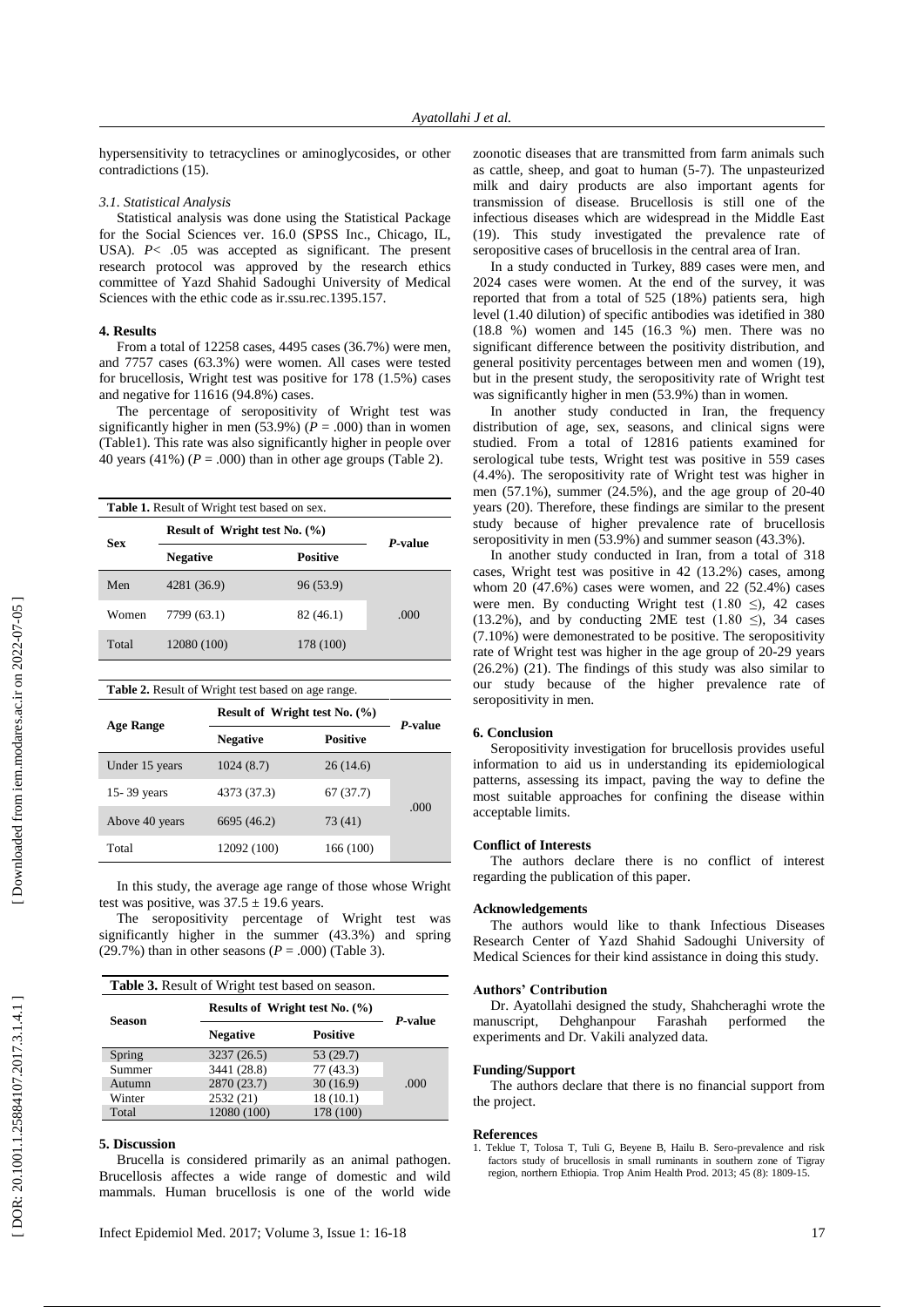hypersensitivity to tetracyclines or aminoglycosides, or other contradictions (15).

### 3.1. Statistical Analysis

Statistical analysis was done using the Statistical Package for the Social Sciences ver. 16.0 (SPSS Inc., Chicago, IL, USA). *P*< .05 was accepted as significant. The present research protocol was approved by the research ethics committee of Yazd Shahid Sadoughi University of Medical Sciences with the ethic code as ir.ssu.rec.1395.157.

## 4. Results

From a total of 12258 cases, 4495 cases (36.7%) were men, and 7757 cases (63.3%) were women. All cases were tested for brucellosis, Wright test was positive for 178 (1.5%) cases and negative for 11616 (94.8%) cases.

The percentage of seropositivity of Wright test was significantly higher in men (53.9%) (*P* = .000) than in women (Table1). This rate was also significantly higher in people over 40 years (41%) (*P* = .000) than in other age groups (Table 2).

**Table 1.** Result of Wright test based on sex.

| Sex | Result of Wright test No. (%) | | *P*-value |
|---|---|---|---|
| | **Negative** | **Positive** | |
| Men | 4281 (36.9) | 96 (53.9) | |
| Women | 7799 (63.1) | 82 (46.1) | .000 |
| Total | 12080 (100) | 178 (100) | |

**Table 2.** Result of Wright test based on age range.

| Age Range | Result of Wright test No. (%) | | *P*-value |
|---|---|---|---|
| | **Negative** | **Positive** | |
| Under 15 years | 1024 (8.7) | 26 (14.6) | |
| 15- 39 years | 4373 (37.3) | 67 (37.7) | |
| Above 40 years | 6695 (46.2) | 73 (41) | .000 |
| Total | 12092 (100) | 166 (100) | |

In this study, the average age range of those whose Wright test was positive, was 37.5 ± 19.6 years.

The seropositivity percentage of Wright test was significantly higher in the summer (43.3%) and spring (29.7%) than in other seasons (*P* = .000) (Table 3).

**Table 3.** Result of Wright test based on season.

| Season | Results of Wright test No. (%) | | *P*-value |
|---|---|---|---|
| | **Negative** | **Positive** | |
| Spring | 3237 (26.5) | 53 (29.7) | |
| Summer | 3441 (28.8) | 77 (43.3) | |
| Autumn | 2870 (23.7) | 30 (16.9) | .000 |
| Winter | 2532 (21) | 18 (10.1) | |
| Total | 12080 (100) | 178 (100) | |

## 5. Discussion

Brucella is considered primarily as an animal pathogen. Brucellosis affectes a wide range of domestic and wild mammals. Human brucellosis is one of the world wide zoonotic diseases that are transmitted from farm animals such as cattle, sheep, and goat to human (5-7). The unpasteurized milk and dairy products are also important agents for transmission of disease. Brucellosis is still one of the infectious diseases which are widespread in the Middle East (19). This study investigated the prevalence rate of seropositive cases of brucellosis in the central area of Iran.

In a study conducted in Turkey, 889 cases were men, and 2024 cases were women. At the end of the survey, it was reported that from a total of 525 (18%) patients sera, high level (1.40 dilution) of specific antibodies was idetified in 380 (18.8 %) women and 145 (16.3 %) men. There was no significant difference between the positivity distribution, and general positivity percentages between men and women (19), but in the present study, the seropositivity rate of Wright test was significantly higher in men (53.9%) than in women.

In another study conducted in Iran, the frequency distribution of age, sex, seasons, and clinical signs were studied. From a total of 12816 patients examined for serological tube tests, Wright test was positive in 559 cases (4.4%). The seropositivity rate of Wright test was higher in men (57.1%), summer (24.5%), and the age group of 20-40 years (20). Therefore, these findings are similar to the present study because of higher prevalence rate of brucellosis seropositivity in men (53.9%) and summer season (43.3%).

In another study conducted in Iran, from a total of 318 cases, Wright test was positive in 42 (13.2%) cases, among whom 20 (47.6%) cases were women, and 22 (52.4%) cases were men. By conducting Wright test (1.80 ≤), 42 cases (13.2%), and by conducting 2ME test (1.80 ≤), 34 cases (7.10%) were demonstrated to be positive. The seropositivity rate of Wright test was higher in the age group of 20-29 years (26.2%) (21). The findings of this study was also similar to our study because of the higher prevalence rate of seropositivity in men.

## 6. Conclusion

Seropositivity investigation for brucellosis provides useful information to aid us in understanding its epidemiological patterns, assessing its impact, paving the way to define the most suitable approaches for confining the disease within acceptable limits.

#### Conflict of Interests

The authors declare there is no conflict of interest regarding the publication of this paper.

#### Acknowledgements

The authors would like to thank Infectious Diseases Research Center of Yazd Shahid Sadoughi University of Medical Sciences for their kind assistance in doing this study.

#### Authors' Contribution

Dr. Ayatollahi designed the study, Shahcheraghi wrote the manuscript, Dehghanpour Farashah performed the experiments and Dr. Vakili analyzed data.

#### Funding/Support

The authors declare that there is no financial support from the project.

#### References

1. Teklue T, Tolosa T, Tuli G, Beyene B, Hailu B. Sero-prevalence and risk factors study of brucellosis in small ruminants in southern zone of Tigray region, northern Ethiopia. Trop Anim Health Prod. 2013; 45 (8): 1809-15.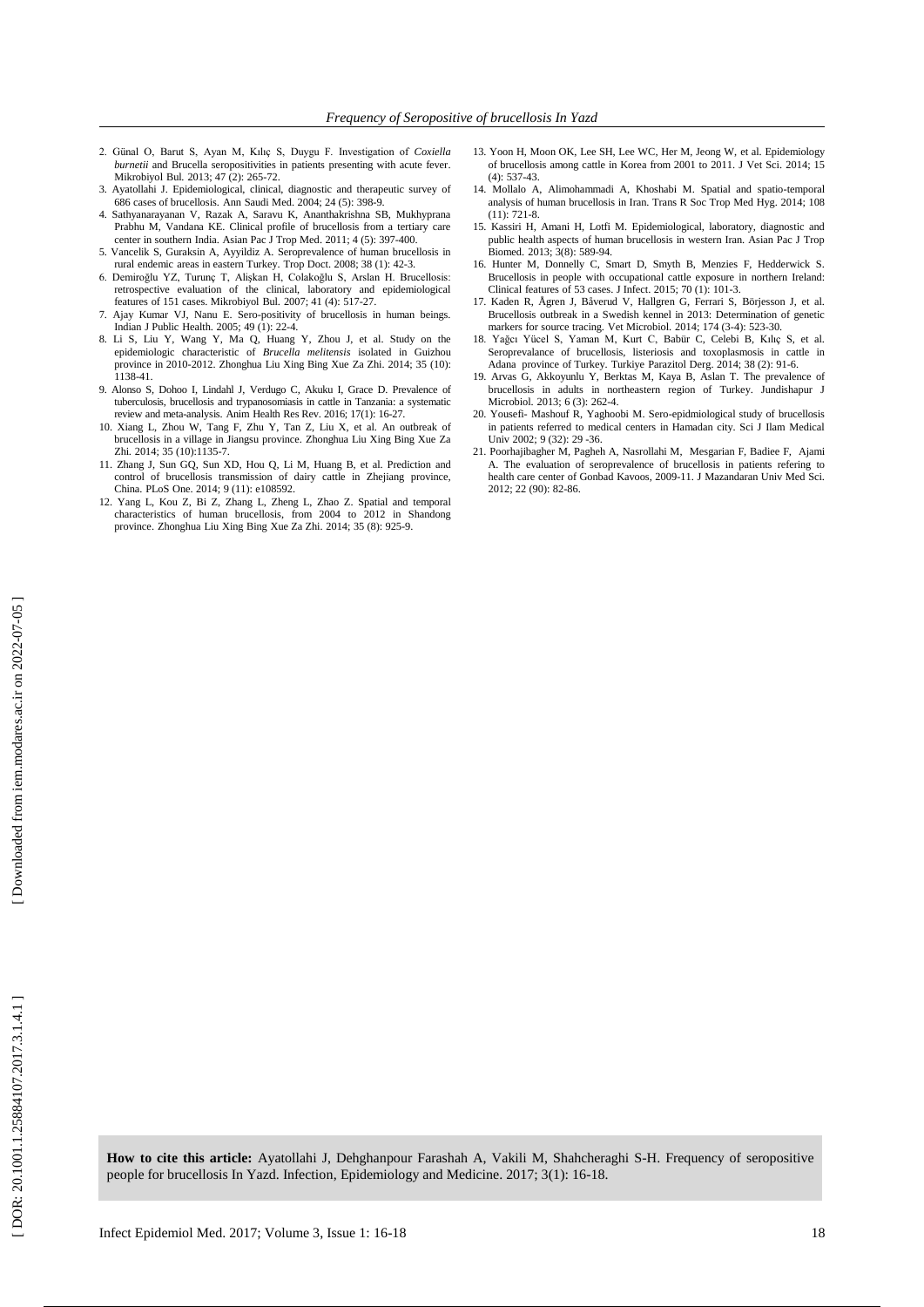2. Günal O, Barut S, Ayan M, Kılıç S, Duygu F. Investigation of *Coxiella burnetii* and Brucella seropositivities in patients presenting with acute fever. Mikrobiyol Bul. 2013; 47 (2): 265-72.
3. Ayatollahi J. Epidemiological, clinical, diagnostic and therapeutic survey of 686 cases of brucellosis. Ann Saudi Med. 2004; 24 (5): 398-9.
4. Sathyanarayanan V, Razak A, Saravu K, Ananthakrishna SB, Mukhyprana Prabhu M, Vandana KE. Clinical profile of brucellosis from a tertiary care center in southern India. Asian Pac J Trop Med. 2011; 4 (5): 397-400.
5. Vancelik S, Guraksin A, Ayyildiz A. Seroprevalence of human brucellosis in rural endemic areas in eastern Turkey. Trop Doct. 2008; 38 (1): 42-3.
6. Demiroğlu YZ, Turunç T, Alişkan H, Colakoğlu S, Arslan H. Brucellosis: retrospective evaluation of the clinical, laboratory and epidemiological features of 151 cases. Mikrobiyol Bul. 2007; 41 (4): 517-27.
7. Ajay Kumar VJ, Nanu E. Sero-positivity of brucellosis in human beings. Indian J Public Health. 2005; 49 (1): 22-4.
8. Li S, Liu Y, Wang Y, Ma Q, Huang Y, Zhou J, et al. Study on the epidemiologic characteristic of *Brucella melitensis* isolated in Guizhou province in 2010-2012. Zhonghua Liu Xing Bing Xue Za Zhi. 2014; 35 (10): 1138-41.
9. Alonso S, Dohoo I, Lindahl J, Verdugo C, Akuku I, Grace D. Prevalence of tuberculosis, brucellosis and trypanosomiasis in cattle in Tanzania: a systematic review and meta-analysis. Anim Health Res Rev. 2016; 17(1): 16-27.
10. Xiang L, Zhou W, Tang F, Zhu Y, Tan Z, Liu X, et al. An outbreak of brucellosis in a village in Jiangsu province. Zhonghua Liu Xing Bing Xue Za Zhi. 2014; 35 (10):1135-7.
11. Zhang J, Sun GQ, Sun XD, Hou Q, Li M, Huang B, et al. Prediction and control of brucellosis transmission of dairy cattle in Zhejiang province, China. PLoS One. 2014; 9 (11): e108592.
12. Yang L, Kou Z, Bi Z, Zhang L, Zheng L, Zhao Z. Spatial and temporal characteristics of human brucellosis, from 2004 to 2012 in Shandong province. Zhonghua Liu Xing Bing Xue Za Zhi. 2014; 35 (8): 925-9.
13. Yoon H, Moon OK, Lee SH, Lee WC, Her M, Jeong W, et al. Epidemiology of brucellosis among cattle in Korea from 2001 to 2011. J Vet Sci. 2014; 15 (4): 537-43.
14. Mollalo A, Alimohammadi A, Khoshabi M. Spatial and spatio-temporal analysis of human brucellosis in Iran. Trans R Soc Trop Med Hyg. 2014; 108 (11): 721-8.
15. Kassiri H, Amani H, Lotfi M. Epidemiological, laboratory, diagnostic and public health aspects of human brucellosis in western Iran. Asian Pac J Trop Biomed. 2013; 3(8): 589-94.
16. Hunter M, Donnelly C, Smart D, Smyth B, Menzies F, Hedderwick S. Brucellosis in people with occupational cattle exposure in northern Ireland: Clinical features of 53 cases. J Infect. 2015; 70 (1): 101-3.
17. Kaden R, Ågren J, Båverud V, Hallgren G, Ferrari S, Börjesson J, et al. Brucellosis outbreak in a Swedish kennel in 2013: Determination of genetic markers for source tracing. Vet Microbiol. 2014; 174 (3-4): 523-30.
18. Yağcı Yücel S, Yaman M, Kurt C, Babür C, Celebi B, Kılıç S, et al. Seroprevalance of brucellosis, listeriosis and toxoplasmosis in cattle in Adana province of Turkey. Turkiye Parazitol Derg. 2014; 38 (2): 91-6.
19. Arvas G, Akkoyunlu Y, Berktas M, Kaya B, Aslan T. The prevalence of brucellosis in adults in northeastern region of Turkey. Jundishapur J Microbiol. 2013; 6 (3): 262-4.
20. Yousefi- Mashouf R, Yaghoobi M. Sero-epidmiological study of brucellosis in patients referred to medical centers in Hamadan city. Sci J Ilam Medical Univ 2002; 9 (32): 29 -36.
21. Poorhajibagher M, Pagheh A, Nasrollahi M, Mesgarian F, Badiee F, Ajami A. The evaluation of seroprevalence of brucellosis in patients refering to health care center of Gonbad Kavoos, 2009-11. J Mazandaran Univ Med Sci. 2012; 22 (90): 82-86.

**How to cite this article:** Ayatollahi J, Dehghanpour Farashah A, Vakili M, Shahcheraghi S-H. Frequency of seropositive people for brucellosis In Yazd. Infection, Epidemiology and Medicine. 2017; 3(1): 16-18.